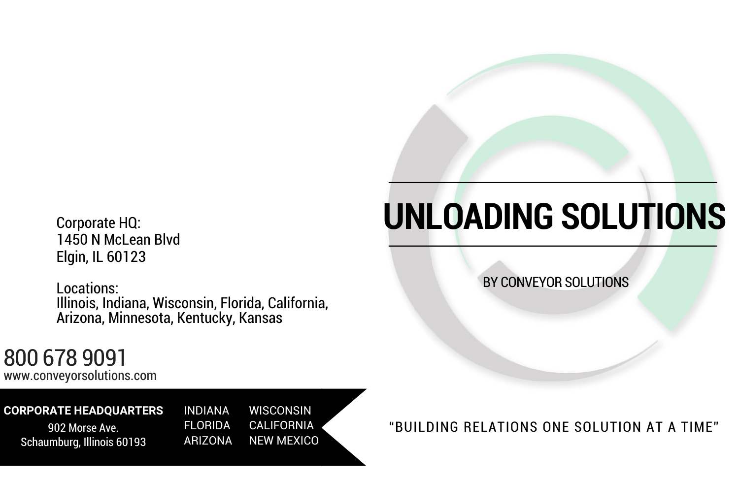# UNLOADING SOLUTIONS

BY CONVEYOR SOLUTIONS

Corporate HQ:
1450 N McLean Blvd
Elgin, IL 60123

Locations:
Illinois, Indiana, Wisconsin, Florida, California, Arizona, Minnesota, Kentucky, Kansas

800 678 9091
www.conveyorsolutions.com

**CORPORATE HEADQUARTERS**
902 Morse Ave.
Schaumburg, Illinois 60193

INDIANA
FLORIDA
ARIZONA
WISCONSIN
CALIFORNIA
NEW MEXICO

"BUILDING RELATIONS ONE SOLUTION AT A TIME"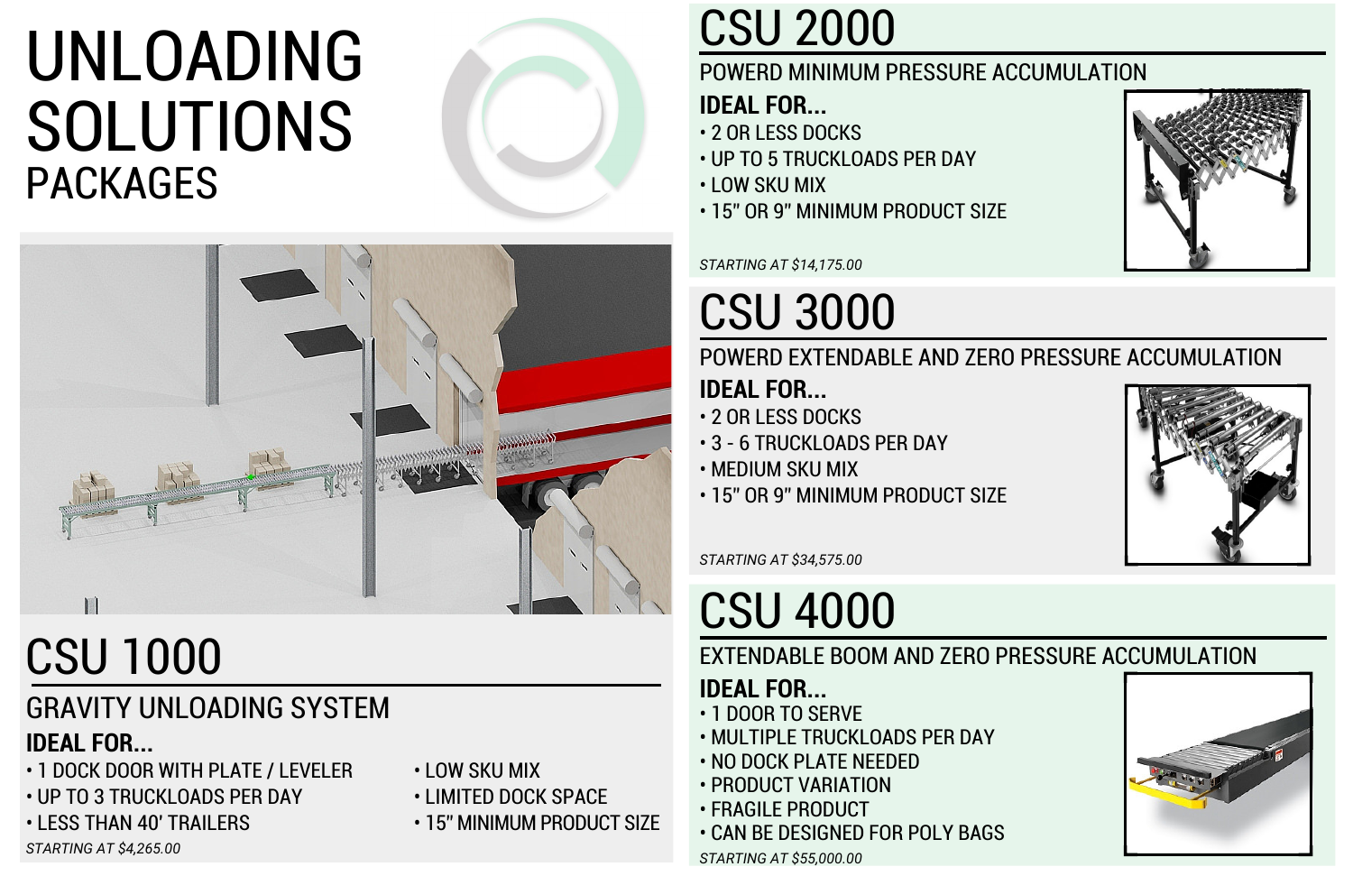# UNLOADING SOLUTIONS

PACKAGES

## CSU 1000

### GRAVITY UNLOADING SYSTEM

**IDEAL FOR...**

- 1 DOCK DOOR WITH PLATE / LEVELER
- UP TO 3 TRUCKLOADS PER DAY
- LESS THAN 40' TRAILERS
- LOW SKU MIX
- LIMITED DOCK SPACE
- 15" MINIMUM PRODUCT SIZE

*STARTING AT $4,265.00*

## CSU 2000

### POWERD MINIMUM PRESSURE ACCUMULATION

**IDEAL FOR...**

- 2 OR LESS DOCKS
- UP TO 5 TRUCKLOADS PER DAY
- LOW SKU MIX
- 15" OR 9" MINIMUM PRODUCT SIZE

*STARTING AT $14,175.00*

## CSU 3000

### POWERD EXTENDABLE AND ZERO PRESSURE ACCUMULATION

**IDEAL FOR...**

- 2 OR LESS DOCKS
- 3 - 6 TRUCKLOADS PER DAY
- MEDIUM SKU MIX
- 15" OR 9" MINIMUM PRODUCT SIZE

*STARTING AT $34,575.00*

## CSU 4000

### EXTENDABLE BOOM AND ZERO PRESSURE ACCUMULATION

**IDEAL FOR...**

- 1 DOOR TO SERVE
- MULTIPLE TRUCKLOADS PER DAY
- NO DOCK PLATE NEEDED
- PRODUCT VARIATION
- FRAGILE PRODUCT
- CAN BE DESIGNED FOR POLY BAGS

*STARTING AT $55,000.00*